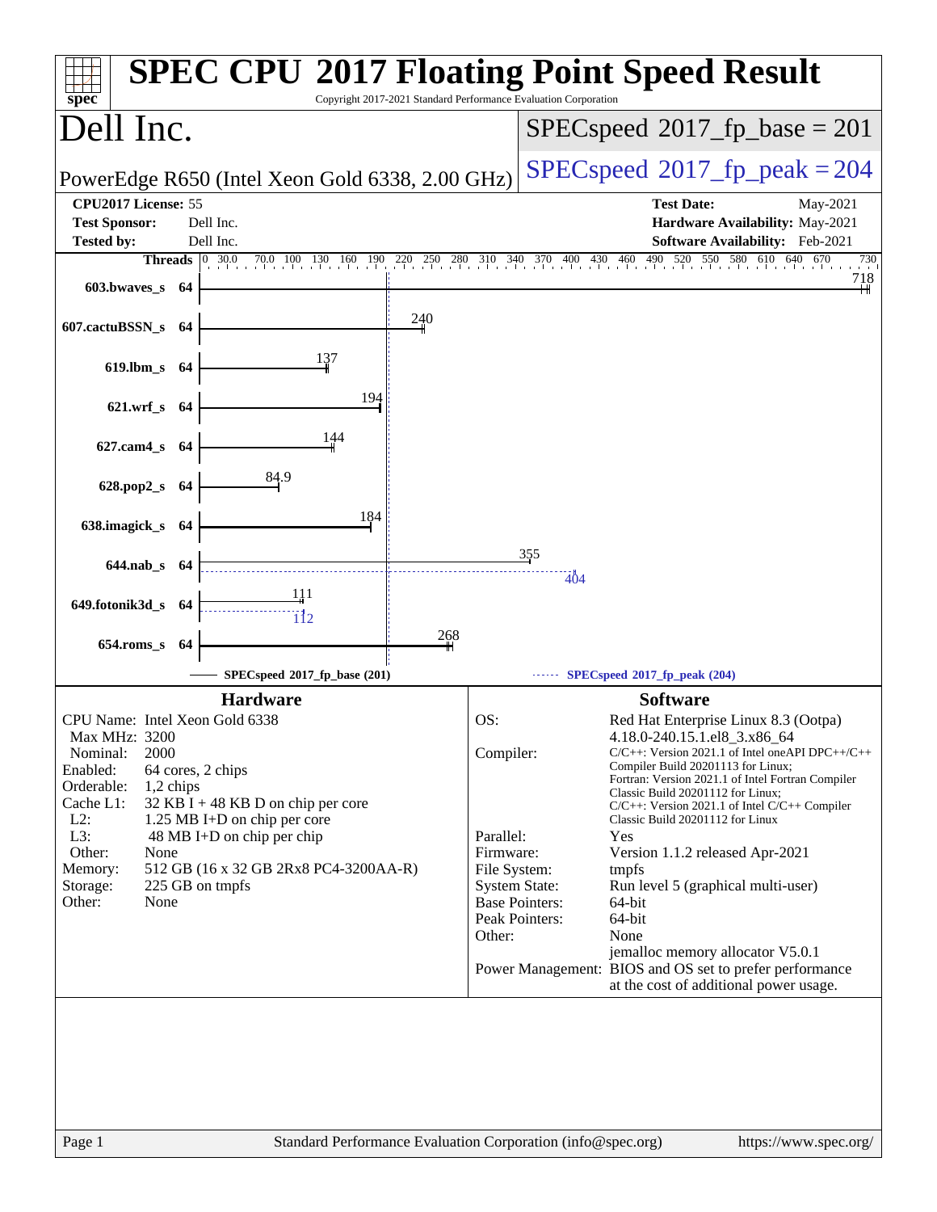# SPEC CPU 2017 Floating Point Speed Result

Copyright 2017-2021 Standard Performance Evaluation Corporation

## Dell Inc.

PowerEdge R650 (Intel Xeon Gold 6338, 2.00 GHz)

SPECspeed 2017_fp_base = 201

SPECspeed 2017_fp_peak = 204

**CPU2017 License:** 55
**Test Sponsor:** Dell Inc.
**Tested by:** Dell Inc.

**Test Date:** May-2021
**Hardware Availability:** May-2021
**Software Availability:** Feb-2021

| Benchmark | Threads | Base | Peak |
|---|---|---|---|
| 603.bwaves_s | 64 | 718 | |
| 607.cactuBSSN_s | 64 | 240 | |
| 619.lbm_s | 64 | 137 | |
| 621.wrf_s | 64 | 194 | |
| 627.cam4_s | 64 | 144 | |
| 628.pop2_s | 64 | 84.9 | |
| 638.imagick_s | 64 | 184 | |
| 644.nab_s | 64 | 355 | 404 |
| 649.fotonik3d_s | 64 | 111 | 112 |
| 654.roms_s | 64 | 268 | |

SPECspeed 2017_fp_base (201)

SPECspeed 2017_fp_peak (204)

## Hardware

| | |
|---|---|
| CPU Name: | Intel Xeon Gold 6338 |
| Max MHz: | 3200 |
| Nominal: | 2000 |
| Enabled: | 64 cores, 2 chips |
| Orderable: | 1,2 chips |
| Cache L1: | 32 KB I + 48 KB D on chip per core |
| L2: | 1.25 MB I+D on chip per core |
| L3: | 48 MB I+D on chip per chip |
| Other: | None |
| Memory: | 512 GB (16 x 32 GB 2Rx8 PC4-3200AA-R) |
| Storage: | 225 GB on tmpfs |
| Other: | None |

## Software

| | |
|---|---|
| OS: | Red Hat Enterprise Linux 8.3 (Ootpa) 4.18.0-240.15.1.el8_3.x86_64 |
| Compiler: | C/C++: Version 2021.1 of Intel oneAPI DPC++/C++ Compiler Build 20201113 for Linux; Fortran: Version 2021.1 of Intel Fortran Compiler Classic Build 20201112 for Linux; C/C++: Version 2021.1 of Intel C/C++ Compiler Classic Build 20201112 for Linux |
| Parallel: | Yes |
| Firmware: | Version 1.1.2 released Apr-2021 |
| File System: | tmpfs |
| System State: | Run level 5 (graphical multi-user) |
| Base Pointers: | 64-bit |
| Peak Pointers: | 64-bit |
| Other: | None jemalloc memory allocator V5.0.1 |
| Power Management: | BIOS and OS set to prefer performance at the cost of additional power usage. |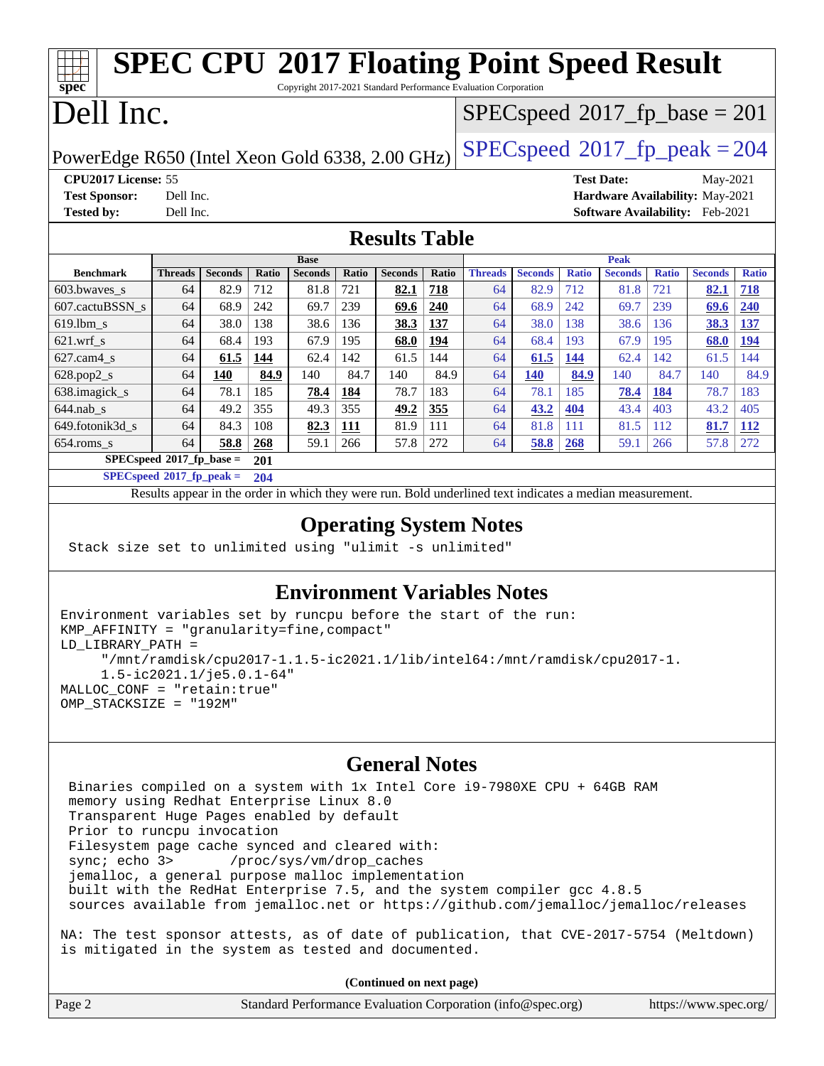# SPEC CPU 2017 Floating Point Speed Result

Copyright 2017-2021 Standard Performance Evaluation Corporation

# Dell Inc.

PowerEdge R650 (Intel Xeon Gold 6338, 2.00 GHz)

SPECspeed 2017_fp_base = 201

SPECspeed 2017_fp_peak = 204

**CPU2017 License:** 55
**Test Sponsor:** Dell Inc.
**Tested by:** Dell Inc.

**Test Date:** May-2021
**Hardware Availability:** May-2021
**Software Availability:** Feb-2021

## Results Table

| | Base | | | | | | | Peak | | | | | | |
|---|---|---|---|---|---|---|---|---|---|---|---|---|---|---|
| **Benchmark** | **Threads** | **Seconds** | **Ratio** | **Seconds** | **Ratio** | **Seconds** | **Ratio** | **Threads** | **Seconds** | **Ratio** | **Seconds** | **Ratio** | **Seconds** | **Ratio** |
| 603.bwaves_s | 64 | 82.9 | 712 | 81.8 | 721 | **82.1** | **718** | 64 | 82.9 | 712 | 81.8 | 721 | **82.1** | **718** |
| 607.cactuBSSN_s | 64 | 68.9 | 242 | 69.7 | 239 | **69.6** | **240** | 64 | 68.9 | 242 | 69.7 | 239 | **69.6** | **240** |
| 619.lbm_s | 64 | 38.0 | 138 | 38.6 | 136 | **38.3** | **137** | 64 | 38.0 | 138 | 38.6 | 136 | **38.3** | **137** |
| 621.wrf_s | 64 | 68.4 | 193 | 67.9 | 195 | **68.0** | **194** | 64 | 68.4 | 193 | 67.9 | 195 | **68.0** | **194** |
| 627.cam4_s | 64 | **61.5** | **144** | 62.4 | 142 | 61.5 | 144 | 64 | **61.5** | **144** | 62.4 | 142 | 61.5 | 144 |
| 628.pop2_s | 64 | **140** | **84.9** | 140 | 84.7 | 140 | 84.9 | 64 | **140** | **84.9** | 140 | 84.7 | 140 | 84.9 |
| 638.imagick_s | 64 | 78.1 | 185 | **78.4** | **184** | 78.7 | 183 | 64 | 78.1 | 185 | **78.4** | **184** | 78.7 | 183 |
| 644.nab_s | 64 | 49.2 | 355 | 49.3 | 355 | **49.2** | **355** | 64 | **43.2** | **404** | 43.4 | 403 | 43.2 | 405 |
| 649.fotonik3d_s | 64 | 84.3 | 108 | **82.3** | **111** | 81.9 | 111 | 64 | 81.8 | 111 | 81.5 | 112 | **81.7** | **112** |
| 654.roms_s | 64 | **58.8** | **268** | 59.1 | 266 | 57.8 | 272 | 64 | **58.8** | **268** | 59.1 | 266 | 57.8 | 272 |

**SPECspeed 2017_fp_base = 201**

**SPECspeed 2017_fp_peak = 204**

Results appear in the order in which they were run. Bold underlined text indicates a median measurement.

## Operating System Notes

```
Stack size set to unlimited using "ulimit -s unlimited"
```

## Environment Variables Notes

```
Environment variables set by runcpu before the start of the run:
KMP_AFFINITY = "granularity=fine,compact"
LD_LIBRARY_PATH =
     "/mnt/ramdisk/cpu2017-1.1.5-ic2021.1/lib/intel64:/mnt/ramdisk/cpu2017-1.
     1.5-ic2021.1/je5.0.1-64"
MALLOC_CONF = "retain:true"
OMP_STACKSIZE = "192M"
```

## General Notes

```
Binaries compiled on a system with 1x Intel Core i9-7980XE CPU + 64GB RAM
memory using Redhat Enterprise Linux 8.0
Transparent Huge Pages enabled by default
Prior to runcpu invocation
Filesystem page cache synced and cleared with:
sync; echo 3>       /proc/sys/vm/drop_caches
jemalloc, a general purpose malloc implementation
built with the RedHat Enterprise 7.5, and the system compiler gcc 4.8.5
sources available from jemalloc.net or https://github.com/jemalloc/jemalloc/releases

NA: The test sponsor attests, as of date of publication, that CVE-2017-5754 (Meltdown)
is mitigated in the system as tested and documented.
```

**(Continued on next page)**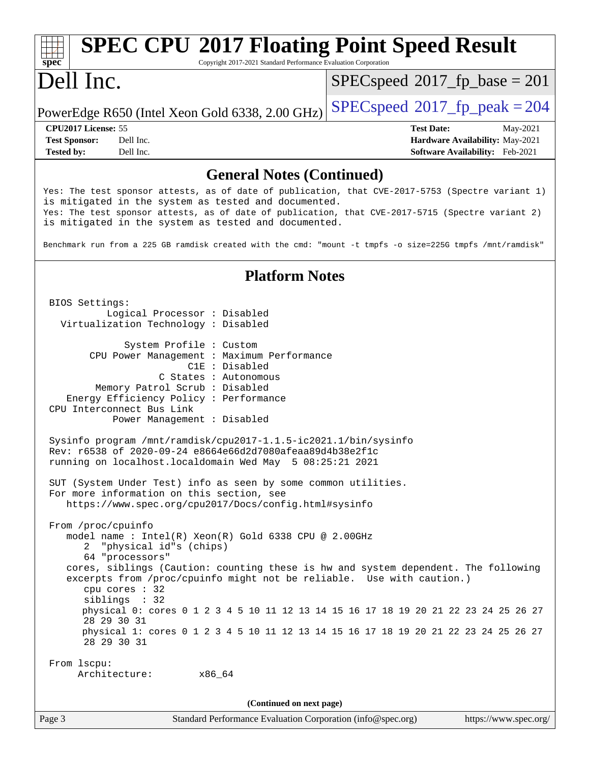# SPEC CPU 2017 Floating Point Speed Result

Copyright 2017-2021 Standard Performance Evaluation Corporation

# Dell Inc.

PowerEdge R650 (Intel Xeon Gold 6338, 2.00 GHz)

SPECspeed 2017_fp_base = 201

SPECspeed 2017_fp_peak = 204

| | | | |
|---|---|---|---|
| **CPU2017 License:** | 55 | **Test Date:** | May-2021 |
| **Test Sponsor:** | Dell Inc. | **Hardware Availability:** | May-2021 |
| **Tested by:** | Dell Inc. | **Software Availability:** | Feb-2021 |

## General Notes (Continued)

```
Yes: The test sponsor attests, as of date of publication, that CVE-2017-5753 (Spectre variant 1)
is mitigated in the system as tested and documented.
Yes: The test sponsor attests, as of date of publication, that CVE-2017-5715 (Spectre variant 2)
is mitigated in the system as tested and documented.

Benchmark run from a 225 GB ramdisk created with the cmd: "mount -t tmpfs -o size=225G tmpfs /mnt/ramdisk"
```

## Platform Notes

```
BIOS Settings:
          Logical Processor : Disabled
  Virtualization Technology : Disabled

             System Profile : Custom
       CPU Power Management : Maximum Performance
                        C1E : Disabled
                   C States : Autonomous
        Memory Patrol Scrub : Disabled
   Energy Efficiency Policy : Performance
CPU Interconnect Bus Link
           Power Management : Disabled

Sysinfo program /mnt/ramdisk/cpu2017-1.1.5-ic2021.1/bin/sysinfo
Rev: r6538 of 2020-09-24 e8664e66d2d7080afeaa89d4b38e2f1c
running on localhost.localdomain Wed May  5 08:25:21 2021

SUT (System Under Test) info as seen by some common utilities.
For more information on this section, see
   https://www.spec.org/cpu2017/Docs/config.html#sysinfo

From /proc/cpuinfo
   model name : Intel(R) Xeon(R) Gold 6338 CPU @ 2.00GHz
      2  "physical id"s (chips)
      64 "processors"
   cores, siblings (Caution: counting these is hw and system dependent. The following
   excerpts from /proc/cpuinfo might not be reliable.  Use with caution.)
      cpu cores : 32
      siblings  : 32
      physical 0: cores 0 1 2 3 4 5 10 11 12 13 14 15 16 17 18 19 20 21 22 23 24 25 26 27
      28 29 30 31
      physical 1: cores 0 1 2 3 4 5 10 11 12 13 14 15 16 17 18 19 20 21 22 23 24 25 26 27
      28 29 30 31

From lscpu:
     Architecture:        x86_64
```

(Continued on next page)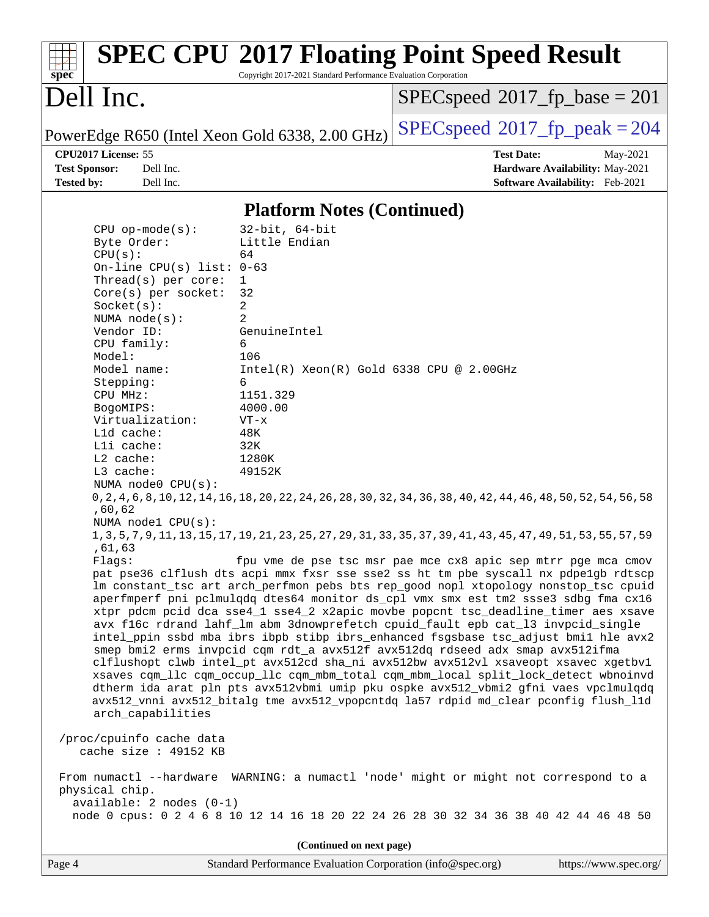## Platform Notes (Continued)

```
CPU op-mode(s):        32-bit, 64-bit
Byte Order:            Little Endian
CPU(s):                64
On-line CPU(s) list:   0-63
Thread(s) per core:    1
Core(s) per socket:    32
Socket(s):             2
NUMA node(s):          2
Vendor ID:             GenuineIntel
CPU family:            6
Model:                 106
Model name:            Intel(R) Xeon(R) Gold 6338 CPU @ 2.00GHz
Stepping:              6
CPU MHz:               1151.329
BogoMIPS:              4000.00
Virtualization:        VT-x
L1d cache:             48K
L1i cache:             32K
L2 cache:              1280K
L3 cache:              49152K
NUMA node0 CPU(s):
0,2,4,6,8,10,12,14,16,18,20,22,24,26,28,30,32,34,36,38,40,42,44,46,48,50,52,54,56,58
,60,62
NUMA node1 CPU(s):
1,3,5,7,9,11,13,15,17,19,21,23,25,27,29,31,33,35,37,39,41,43,45,47,49,51,53,55,57,59
,61,63
Flags:                 fpu vme de pse tsc msr pae mce cx8 apic sep mtrr pge mca cmov
pat pse36 clflush dts acpi mmx fxsr sse sse2 ss ht tm pbe syscall nx pdpe1gb rdtscp
lm constant_tsc art arch_perfmon pebs bts rep_good nopl xtopology nonstop_tsc cpuid
aperfmperf pni pclmulqdq dtes64 monitor ds_cpl vmx smx est tm2 ssse3 sdbg fma cx16
xtpr pdcm pcid dca sse4_1 sse4_2 x2apic movbe popcnt tsc_deadline_timer aes xsave
avx f16c rdrand lahf_lm abm 3dnowprefetch cpuid_fault epb cat_l3 invpcid_single
intel_ppin ssbd mba ibrs ibpb stibp ibrs_enhanced fsgsbase tsc_adjust bmi1 hle avx2
smep bmi2 erms invpcid cqm rdt_a avx512f avx512dq rdseed adx smap avx512ifma
clflushopt clwb intel_pt avx512cd sha_ni avx512bw avx512vl xsaveopt xsavec xgetbv1
xsaves cqm_llc cqm_occup_llc cqm_mbm_total cqm_mbm_local split_lock_detect wbnoinvd
dtherm ida arat pln pts avx512vbmi umip pku ospke avx512_vbmi2 gfni vaes vpclmulqdq
avx512_vnni avx512_bitalg tme avx512_vpopcntdq la57 rdpid md_clear pconfig flush_l1d
arch_capabilities

/proc/cpuinfo cache data
   cache size : 49152 KB

From numactl --hardware  WARNING: a numactl 'node' might or might not correspond to a
physical chip.
  available: 2 nodes (0-1)
  node 0 cpus: 0 2 4 6 8 10 12 14 16 18 20 22 24 26 28 30 32 34 36 38 40 42 44 46 48 50
```

(Continued on next page)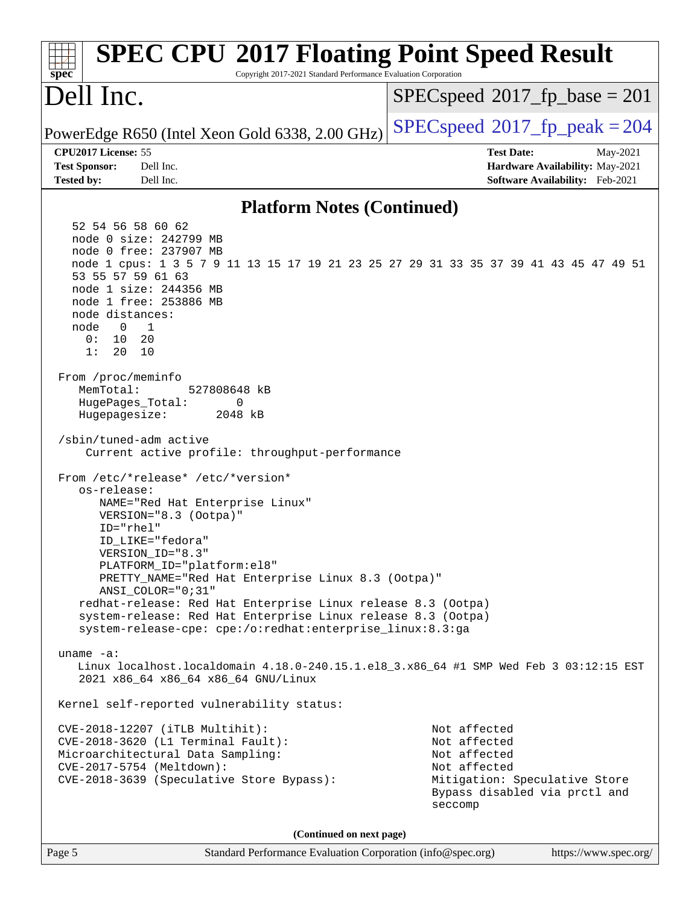## Platform Notes (Continued)

```
  52 54 56 58 60 62
  node 0 size: 242799 MB
  node 0 free: 237907 MB
  node 1 cpus: 1 3 5 7 9 11 13 15 17 19 21 23 25 27 29 31 33 35 37 39 41 43 45 47 49 51
  53 55 57 59 61 63
  node 1 size: 244356 MB
  node 1 free: 253886 MB
  node distances:
  node   0   1
    0:  10  20
    1:  20  10

From /proc/meminfo
   MemTotal:       527808648 kB
   HugePages_Total:       0
   Hugepagesize:       2048 kB

/sbin/tuned-adm active
    Current active profile: throughput-performance

From /etc/*release* /etc/*version*
   os-release:
      NAME="Red Hat Enterprise Linux"
      VERSION="8.3 (Ootpa)"
      ID="rhel"
      ID_LIKE="fedora"
      VERSION_ID="8.3"
      PLATFORM_ID="platform:el8"
      PRETTY_NAME="Red Hat Enterprise Linux 8.3 (Ootpa)"
      ANSI_COLOR="0;31"
   redhat-release: Red Hat Enterprise Linux release 8.3 (Ootpa)
   system-release: Red Hat Enterprise Linux release 8.3 (Ootpa)
   system-release-cpe: cpe:/o:redhat:enterprise_linux:8.3:ga

uname -a:
   Linux localhost.localdomain 4.18.0-240.15.1.el8_3.x86_64 #1 SMP Wed Feb 3 03:12:15 EST
   2021 x86_64 x86_64 x86_64 GNU/Linux

Kernel self-reported vulnerability status:

CVE-2018-12207 (iTLB Multihit):                        Not affected
CVE-2018-3620 (L1 Terminal Fault):                     Not affected
Microarchitectural Data Sampling:                      Not affected
CVE-2017-5754 (Meltdown):                              Not affected
CVE-2018-3639 (Speculative Store Bypass):              Mitigation: Speculative Store
                                                       Bypass disabled via prctl and
                                                       seccomp
```

(Continued on next page)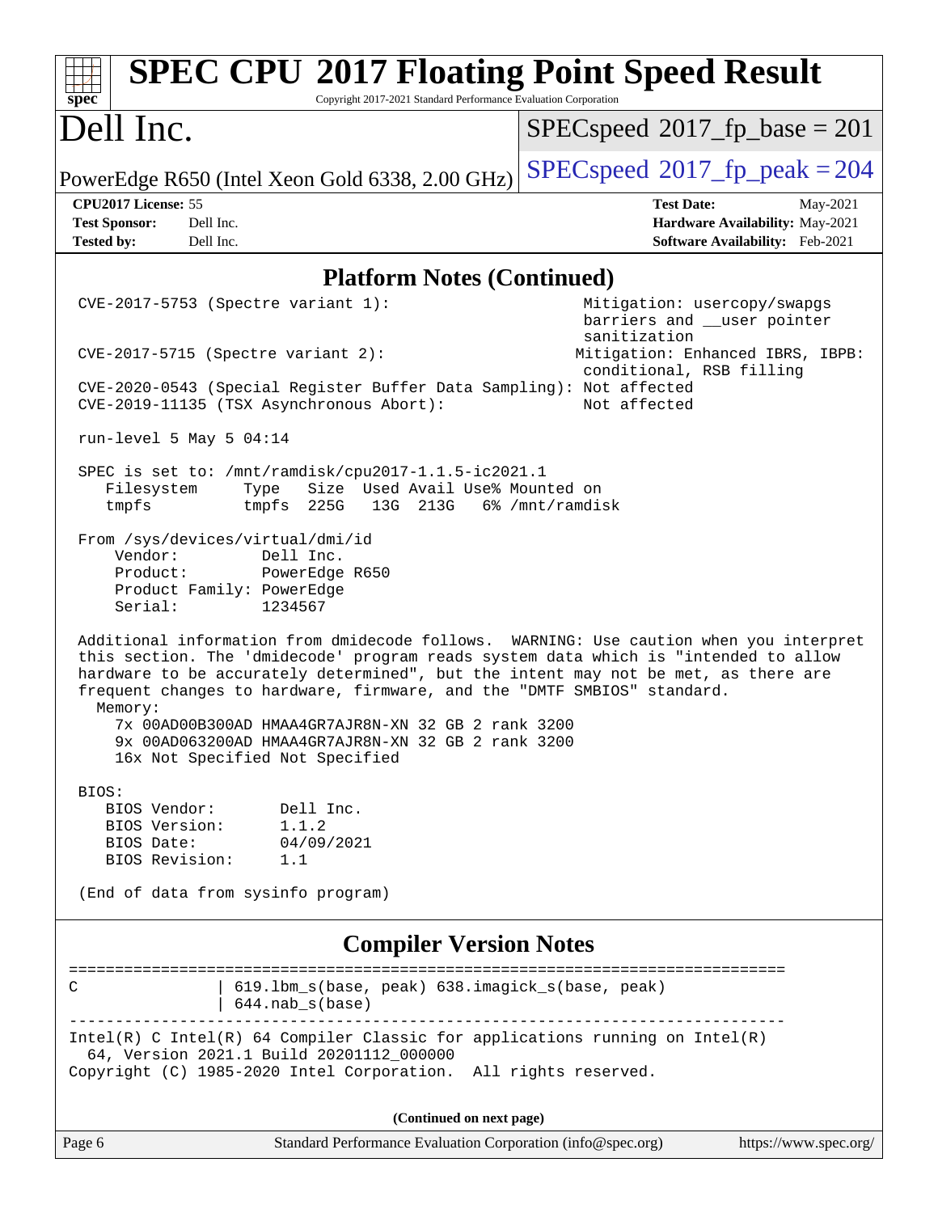# SPEC CPU 2017 Floating Point Speed Result

Copyright 2017-2021 Standard Performance Evaluation Corporation

## Dell Inc.

PowerEdge R650 (Intel Xeon Gold 6338, 2.00 GHz)

SPECspeed 2017_fp_base = 201

SPECspeed 2017_fp_peak = 204

**CPU2017 License:** 55
**Test Sponsor:** Dell Inc.
**Tested by:** Dell Inc.

**Test Date:** May-2021
**Hardware Availability:** May-2021
**Software Availability:** Feb-2021

### Platform Notes (Continued)

```
CVE-2017-5753 (Spectre variant 1):                        Mitigation: usercopy/swapgs
                                                           barriers and __user pointer
                                                           sanitization
CVE-2017-5715 (Spectre variant 2):                        Mitigation: Enhanced IBRS, IBPB:
                                                           conditional, RSB filling
CVE-2020-0543 (Special Register Buffer Data Sampling): Not affected
CVE-2019-11135 (TSX Asynchronous Abort):                  Not affected

run-level 5 May 5 04:14

SPEC is set to: /mnt/ramdisk/cpu2017-1.1.5-ic2021.1
   Filesystem     Type   Size  Used Avail Use% Mounted on
   tmpfs          tmpfs  225G   13G  213G   6% /mnt/ramdisk

From /sys/devices/virtual/dmi/id
    Vendor:         Dell Inc.
    Product:        PowerEdge R650
    Product Family: PowerEdge
    Serial:         1234567

Additional information from dmidecode follows.  WARNING: Use caution when you interpret
this section. The 'dmidecode' program reads system data which is "intended to allow
hardware to be accurately determined", but the intent may not be met, as there are
frequent changes to hardware, firmware, and the "DMTF SMBIOS" standard.
  Memory:
    7x 00AD00B300AD HMAA4GR7AJR8N-XN 32 GB 2 rank 3200
    9x 00AD063200AD HMAA4GR7AJR8N-XN 32 GB 2 rank 3200
    16x Not Specified Not Specified

BIOS:
   BIOS Vendor:       Dell Inc.
   BIOS Version:      1.1.2
   BIOS Date:         04/09/2021
   BIOS Revision:     1.1

(End of data from sysinfo program)
```

### Compiler Version Notes

```
==============================================================================
C               | 619.lbm_s(base, peak) 638.imagick_s(base, peak)
                | 644.nab_s(base)
------------------------------------------------------------------------------
Intel(R) C Intel(R) 64 Compiler Classic for applications running on Intel(R)
  64, Version 2021.1 Build 20201112_000000
Copyright (C) 1985-2020 Intel Corporation.  All rights reserved.
```

(Continued on next page)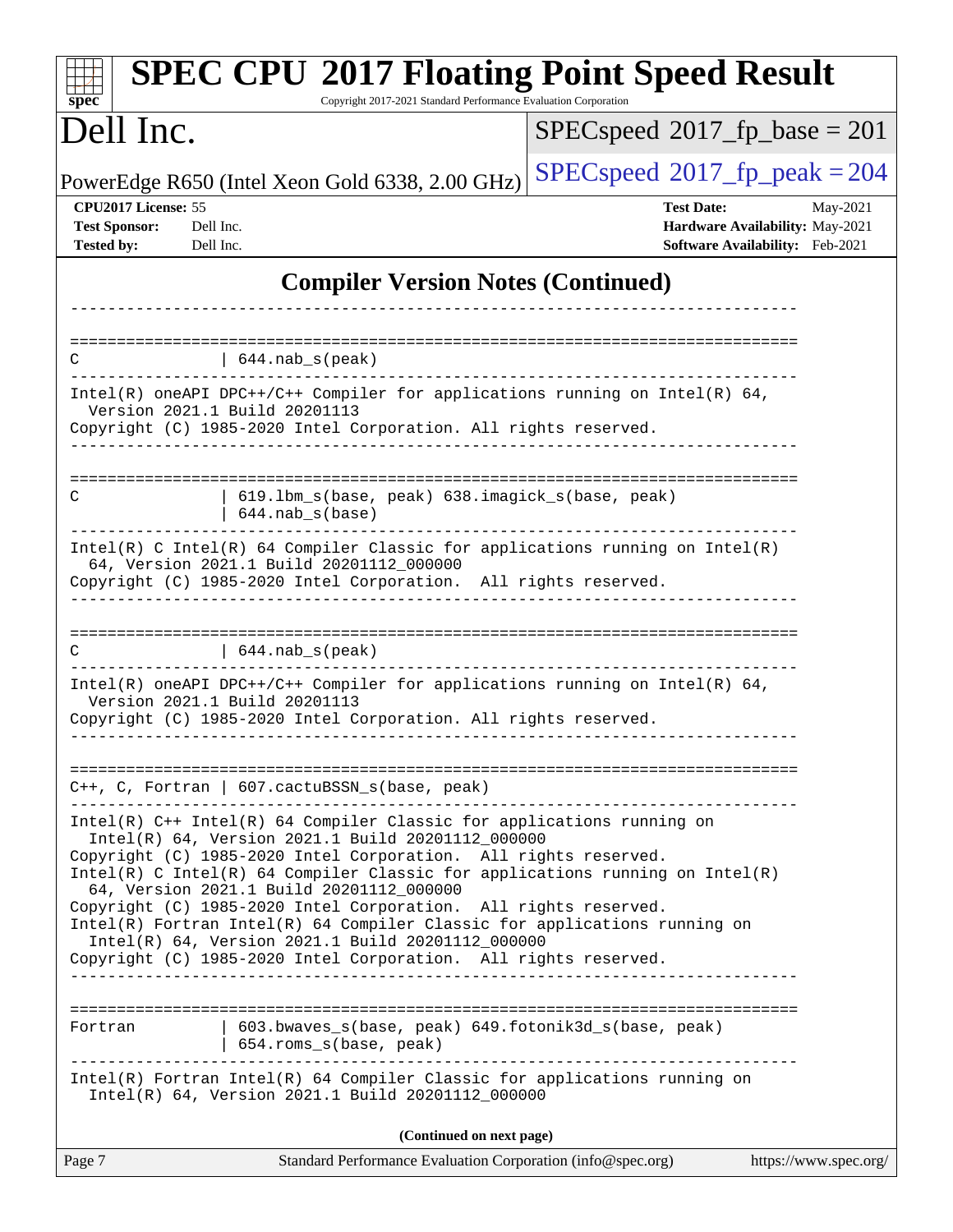# SPEC CPU 2017 Floating Point Speed Result

Copyright 2017-2021 Standard Performance Evaluation Corporation

## Dell Inc.

PowerEdge R650 (Intel Xeon Gold 6338, 2.00 GHz)

SPECspeed 2017_fp_base = 201

SPECspeed 2017_fp_peak = 204

**CPU2017 License:** 55
**Test Sponsor:** Dell Inc.
**Tested by:** Dell Inc.

**Test Date:** May-2021
**Hardware Availability:** May-2021
**Software Availability:** Feb-2021

## Compiler Version Notes (Continued)

```
------------------------------------------------------------------------------

==============================================================================
C               | 644.nab_s(peak)
------------------------------------------------------------------------------
Intel(R) oneAPI DPC++/C++ Compiler for applications running on Intel(R) 64,
  Version 2021.1 Build 20201113
Copyright (C) 1985-2020 Intel Corporation. All rights reserved.
------------------------------------------------------------------------------

==============================================================================
C               | 619.lbm_s(base, peak) 638.imagick_s(base, peak)
                | 644.nab_s(base)
------------------------------------------------------------------------------
Intel(R) C Intel(R) 64 Compiler Classic for applications running on Intel(R)
  64, Version 2021.1 Build 20201112_000000
Copyright (C) 1985-2020 Intel Corporation.  All rights reserved.
------------------------------------------------------------------------------

==============================================================================
C               | 644.nab_s(peak)
------------------------------------------------------------------------------
Intel(R) oneAPI DPC++/C++ Compiler for applications running on Intel(R) 64,
  Version 2021.1 Build 20201113
Copyright (C) 1985-2020 Intel Corporation. All rights reserved.
------------------------------------------------------------------------------

==============================================================================
C++, C, Fortran | 607.cactuBSSN_s(base, peak)
------------------------------------------------------------------------------
Intel(R) C++ Intel(R) 64 Compiler Classic for applications running on
  Intel(R) 64, Version 2021.1 Build 20201112_000000
Copyright (C) 1985-2020 Intel Corporation.  All rights reserved.
Intel(R) C Intel(R) 64 Compiler Classic for applications running on Intel(R)
  64, Version 2021.1 Build 20201112_000000
Copyright (C) 1985-2020 Intel Corporation.  All rights reserved.
Intel(R) Fortran Intel(R) 64 Compiler Classic for applications running on
  Intel(R) 64, Version 2021.1 Build 20201112_000000
Copyright (C) 1985-2020 Intel Corporation.  All rights reserved.
------------------------------------------------------------------------------

==============================================================================
Fortran         | 603.bwaves_s(base, peak) 649.fotonik3d_s(base, peak)
                | 654.roms_s(base, peak)
------------------------------------------------------------------------------
Intel(R) Fortran Intel(R) 64 Compiler Classic for applications running on
  Intel(R) 64, Version 2021.1 Build 20201112_000000
```

(Continued on next page)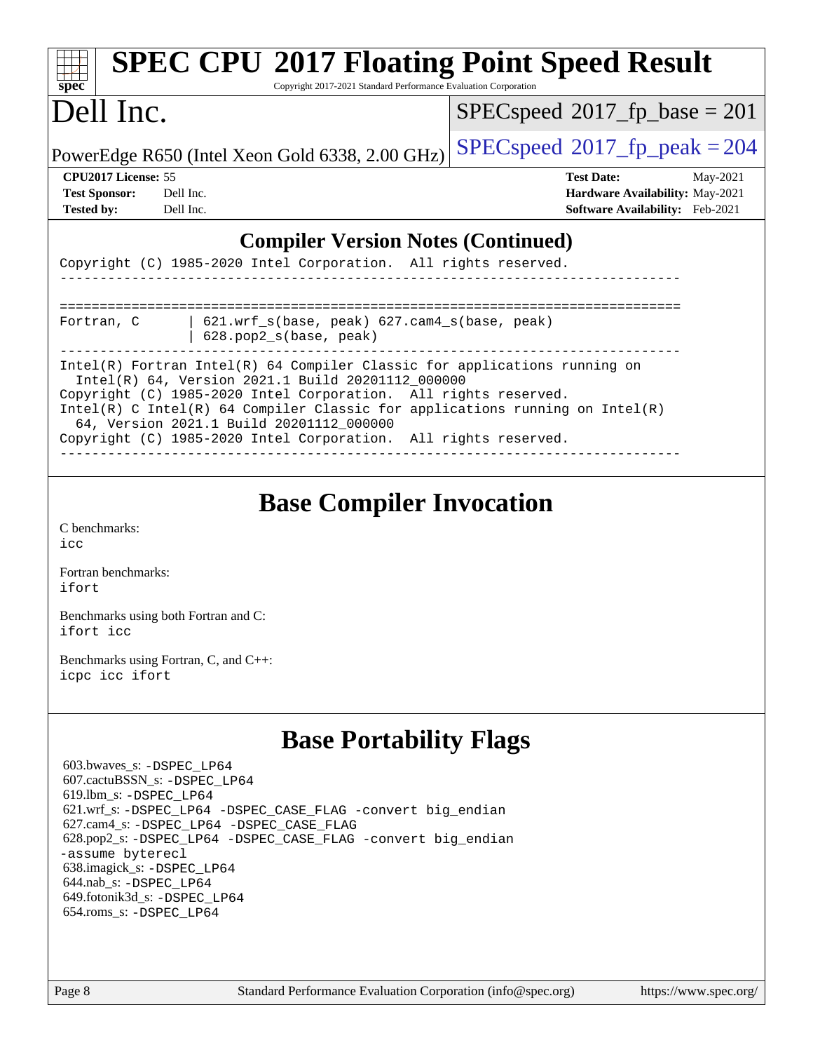## Compiler Version Notes (Continued)

```
Copyright (C) 1985-2020 Intel Corporation.  All rights reserved.
------------------------------------------------------------------------------

==============================================================================
Fortran, C       | 621.wrf_s(base, peak) 627.cam4_s(base, peak)
                 | 628.pop2_s(base, peak)
------------------------------------------------------------------------------
Intel(R) Fortran Intel(R) 64 Compiler Classic for applications running on
  Intel(R) 64, Version 2021.1 Build 20201112_000000
Copyright (C) 1985-2020 Intel Corporation.  All rights reserved.
Intel(R) C Intel(R) 64 Compiler Classic for applications running on Intel(R)
  64, Version 2021.1 Build 20201112_000000
Copyright (C) 1985-2020 Intel Corporation.  All rights reserved.
------------------------------------------------------------------------------
```

## Base Compiler Invocation

C benchmarks:
`icc`

Fortran benchmarks:
`ifort`

Benchmarks using both Fortran and C:
`ifort icc`

Benchmarks using Fortran, C, and C++:
`icpc icc ifort`

## Base Portability Flags

603.bwaves_s: `-DSPEC_LP64`
607.cactuBSSN_s: `-DSPEC_LP64`
619.lbm_s: `-DSPEC_LP64`
621.wrf_s: `-DSPEC_LP64 -DSPEC_CASE_FLAG -convert big_endian`
627.cam4_s: `-DSPEC_LP64 -DSPEC_CASE_FLAG`
628.pop2_s: `-DSPEC_LP64 -DSPEC_CASE_FLAG -convert big_endian -assume byterecl`
638.imagick_s: `-DSPEC_LP64`
644.nab_s: `-DSPEC_LP64`
649.fotonik3d_s: `-DSPEC_LP64`
654.roms_s: `-DSPEC_LP64`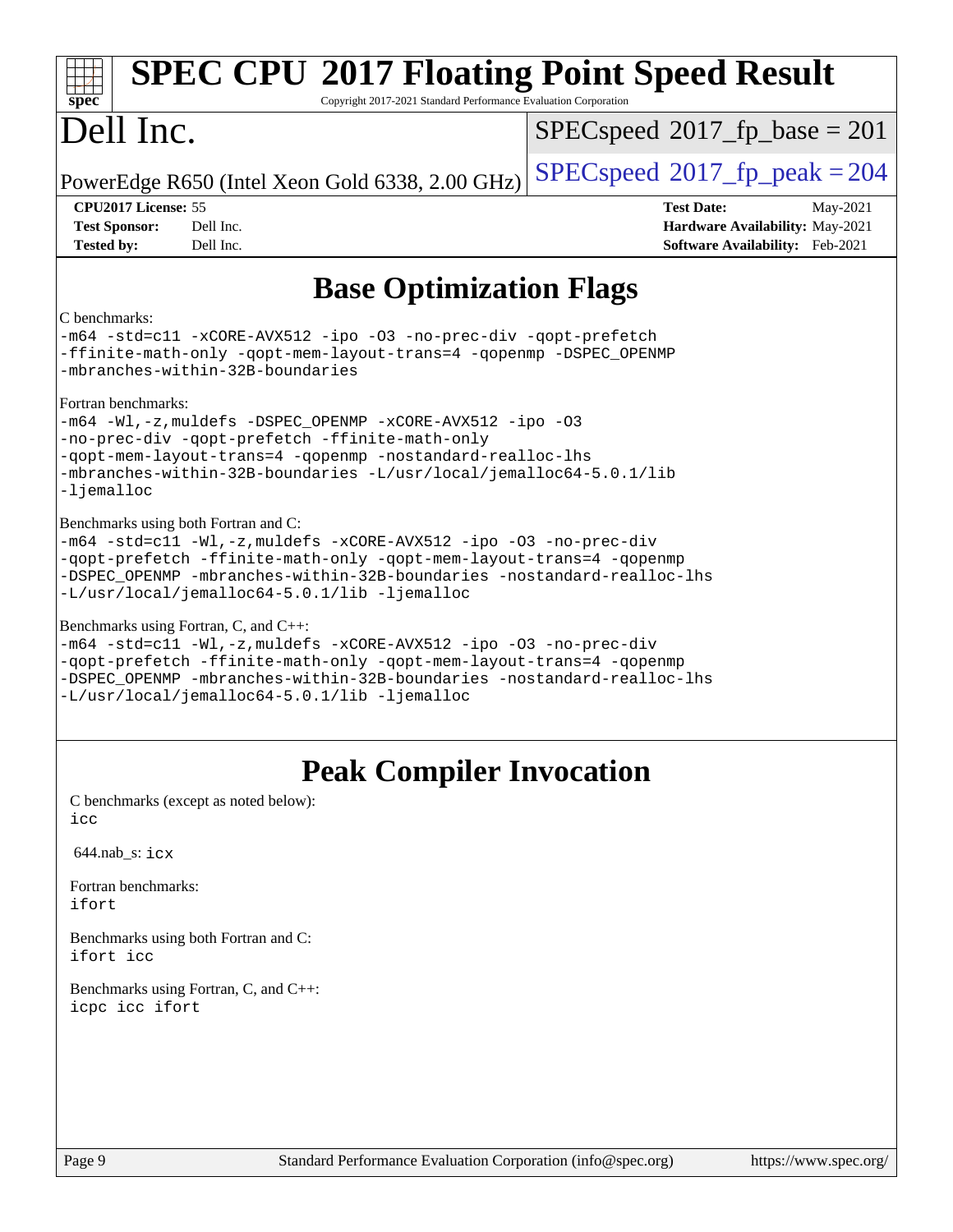# Base Optimization Flags

C benchmarks:

```
-m64 -std=c11 -xCORE-AVX512 -ipo -O3 -no-prec-div -qopt-prefetch
-ffinite-math-only -qopt-mem-layout-trans=4 -qopenmp -DSPEC_OPENMP
-mbranches-within-32B-boundaries
```

Fortran benchmarks:

```
-m64 -Wl,-z,muldefs -DSPEC_OPENMP -xCORE-AVX512 -ipo -O3
-no-prec-div -qopt-prefetch -ffinite-math-only
-qopt-mem-layout-trans=4 -qopenmp -nostandard-realloc-lhs
-mbranches-within-32B-boundaries -L/usr/local/jemalloc64-5.0.1/lib
-ljemalloc
```

Benchmarks using both Fortran and C:

```
-m64 -std=c11 -Wl,-z,muldefs -xCORE-AVX512 -ipo -O3 -no-prec-div
-qopt-prefetch -ffinite-math-only -qopt-mem-layout-trans=4 -qopenmp
-DSPEC_OPENMP -mbranches-within-32B-boundaries -nostandard-realloc-lhs
-L/usr/local/jemalloc64-5.0.1/lib -ljemalloc
```

Benchmarks using Fortran, C, and C++:

```
-m64 -std=c11 -Wl,-z,muldefs -xCORE-AVX512 -ipo -O3 -no-prec-div
-qopt-prefetch -ffinite-math-only -qopt-mem-layout-trans=4 -qopenmp
-DSPEC_OPENMP -mbranches-within-32B-boundaries -nostandard-realloc-lhs
-L/usr/local/jemalloc64-5.0.1/lib -ljemalloc
```

# Peak Compiler Invocation

C benchmarks (except as noted below):
`icc`

644.nab_s: `icx`

Fortran benchmarks:
`ifort`

Benchmarks using both Fortran and C:
`ifort icc`

Benchmarks using Fortran, C, and C++:
`icpc icc ifort`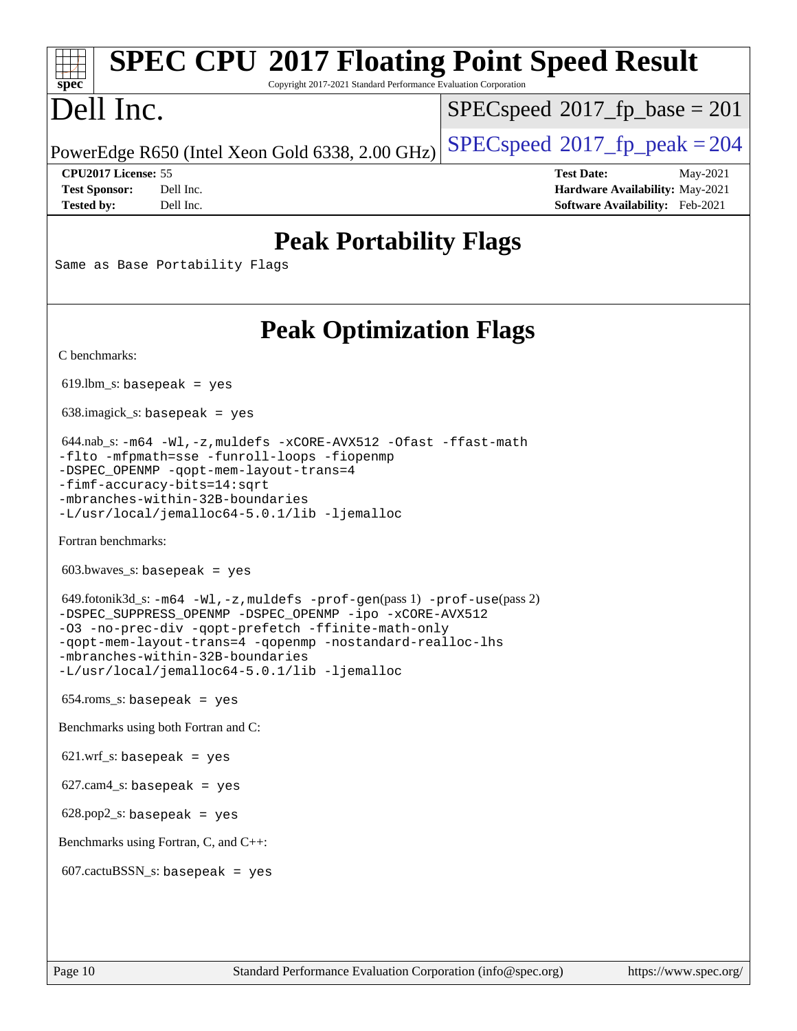# Peak Portability Flags

Same as Base Portability Flags

# Peak Optimization Flags

C benchmarks:

619.lbm_s: `basepeak = yes`

638.imagick_s: `basepeak = yes`

644.nab_s: `-m64 -Wl,-z,muldefs -xCORE-AVX512 -Ofast -ffast-math -flto -mfpmath=sse -funroll-loops -fiopenmp -DSPEC_OPENMP -qopt-mem-layout-trans=4 -fimf-accuracy-bits=14:sqrt -mbranches-within-32B-boundaries -L/usr/local/jemalloc64-5.0.1/lib -ljemalloc`

Fortran benchmarks:

603.bwaves_s: `basepeak = yes`

649.fotonik3d_s: `-m64 -Wl,-z,muldefs -prof-gen`(pass 1) `-prof-use`(pass 2) `-DSPEC_SUPPRESS_OPENMP -DSPEC_OPENMP -ipo -xCORE-AVX512 -O3 -no-prec-div -qopt-prefetch -ffinite-math-only -qopt-mem-layout-trans=4 -qopenmp -nostandard-realloc-lhs -mbranches-within-32B-boundaries -L/usr/local/jemalloc64-5.0.1/lib -ljemalloc`

654.roms_s: `basepeak = yes`

Benchmarks using both Fortran and C:

621.wrf_s: `basepeak = yes`

627.cam4_s: `basepeak = yes`

628.pop2_s: `basepeak = yes`

Benchmarks using Fortran, C, and C++:

607.cactuBSSN_s: `basepeak = yes`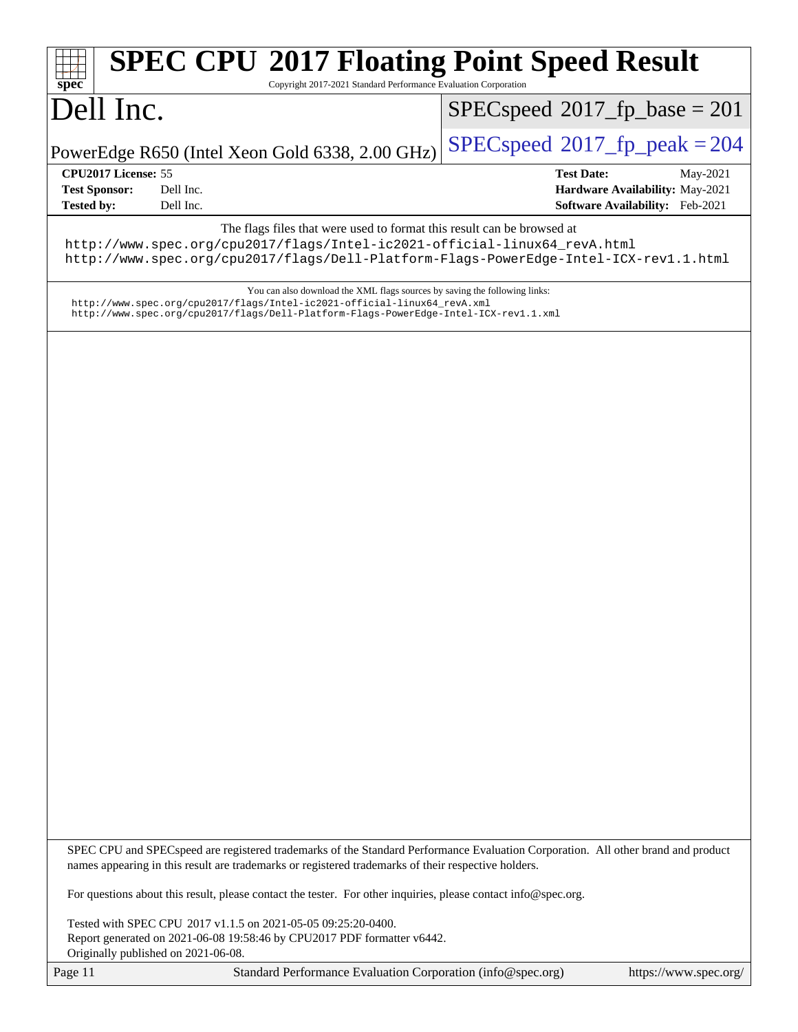The flags files that were used to format this result can be browsed at
http://www.spec.org/cpu2017/flags/Intel-ic2021-official-linux64_revA.html
http://www.spec.org/cpu2017/flags/Dell-Platform-Flags-PowerEdge-Intel-ICX-rev1.1.html

You can also download the XML flags sources by saving the following links:
http://www.spec.org/cpu2017/flags/Intel-ic2021-official-linux64_revA.xml
http://www.spec.org/cpu2017/flags/Dell-Platform-Flags-PowerEdge-Intel-ICX-rev1.1.xml

SPEC CPU and SPECspeed are registered trademarks of the Standard Performance Evaluation Corporation. All other brand and product names appearing in this result are trademarks or registered trademarks of their respective holders.

For questions about this result, please contact the tester. For other inquiries, please contact info@spec.org.

Tested with SPEC CPU 2017 v1.1.5 on 2021-05-05 09:25:20-0400.
Report generated on 2021-06-08 19:58:46 by CPU2017 PDF formatter v6442.
Originally published on 2021-06-08.